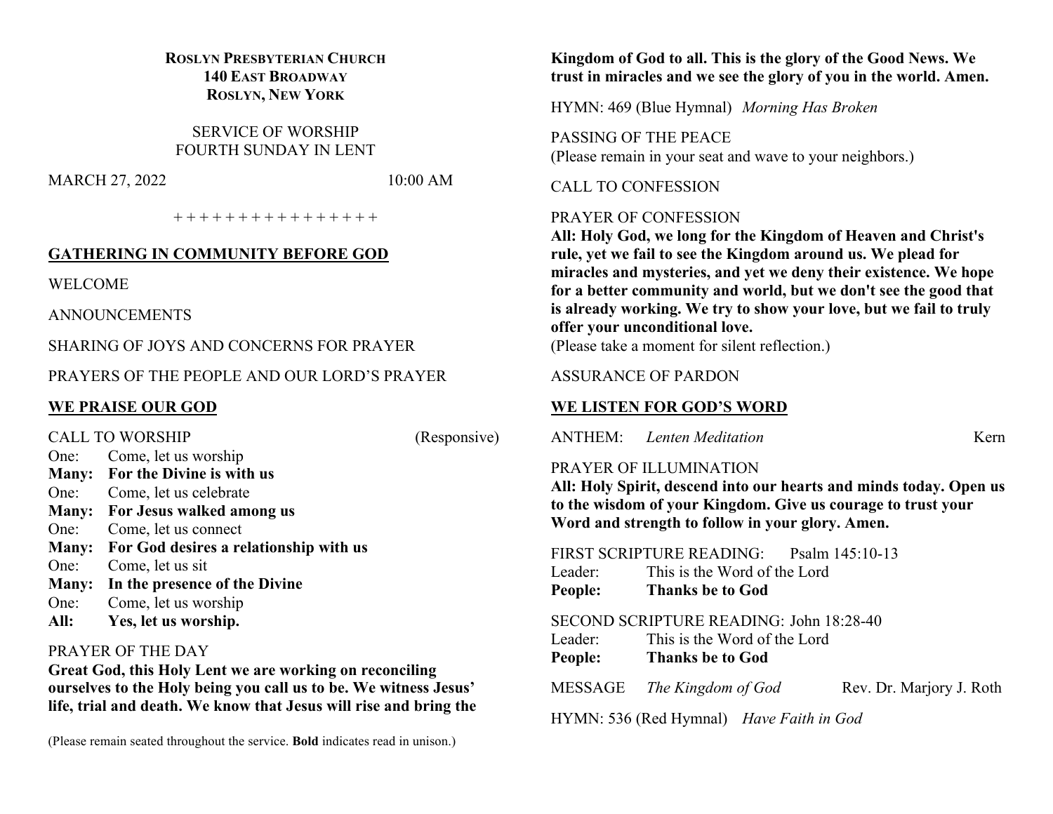**ROSLYN PRESBYTERIAN CHURCH**
**140 EAST BROADWAY**
**ROSLYN, NEW YORK**

SERVICE OF WORSHIP
FOURTH SUNDAY IN LENT

MARCH 27, 2022 10:00 AM

+ + + + + + + + + + + + + + + +

## GATHERING IN COMMUNITY BEFORE GOD

WELCOME

ANNOUNCEMENTS

SHARING OF JOYS AND CONCERNS FOR PRAYER

PRAYERS OF THE PEOPLE AND OUR LORD'S PRAYER

## WE PRAISE OUR GOD

CALL TO WORSHIP (Responsive)

One: Come, let us worship
**Many: For the Divine is with us**
One: Come, let us celebrate
**Many: For Jesus walked among us**
One: Come, let us connect
**Many: For God desires a relationship with us**
One: Come, let us sit
**Many: In the presence of the Divine**
One: Come, let us worship
**All: Yes, let us worship.**

PRAYER OF THE DAY
**Great God, this Holy Lent we are working on reconciling ourselves to the Holy being you call us to be. We witness Jesus' life, trial and death. We know that Jesus will rise and bring the Kingdom of God to all. This is the glory of the Good News. We trust in miracles and we see the glory of you in the world. Amen.**

HYMN: 469 (Blue Hymnal) *Morning Has Broken*

PASSING OF THE PEACE
(Please remain in your seat and wave to your neighbors.)

CALL TO CONFESSION

PRAYER OF CONFESSION
**All: Holy God, we long for the Kingdom of Heaven and Christ's rule, yet we fail to see the Kingdom around us. We plead for miracles and mysteries, and yet we deny their existence. We hope for a better community and world, but we don't see the good that is already working. We try to show your love, but we fail to truly offer your unconditional love.**
(Please take a moment for silent reflection.)

ASSURANCE OF PARDON

## WE LISTEN FOR GOD'S WORD

ANTHEM: *Lenten Meditation* Kern

PRAYER OF ILLUMINATION
**All: Holy Spirit, descend into our hearts and minds today. Open us to the wisdom of your Kingdom. Give us courage to trust your Word and strength to follow in your glory. Amen.**

FIRST SCRIPTURE READING: Psalm 145:10-13
Leader: This is the Word of the Lord
**People: Thanks be to God**

SECOND SCRIPTURE READING: John 18:28-40
Leader: This is the Word of the Lord
**People: Thanks be to God**

MESSAGE *The Kingdom of God* Rev. Dr. Marjory J. Roth

HYMN: 536 (Red Hymnal) *Have Faith in God*

(Please remain seated throughout the service. **Bold** indicates read in unison.)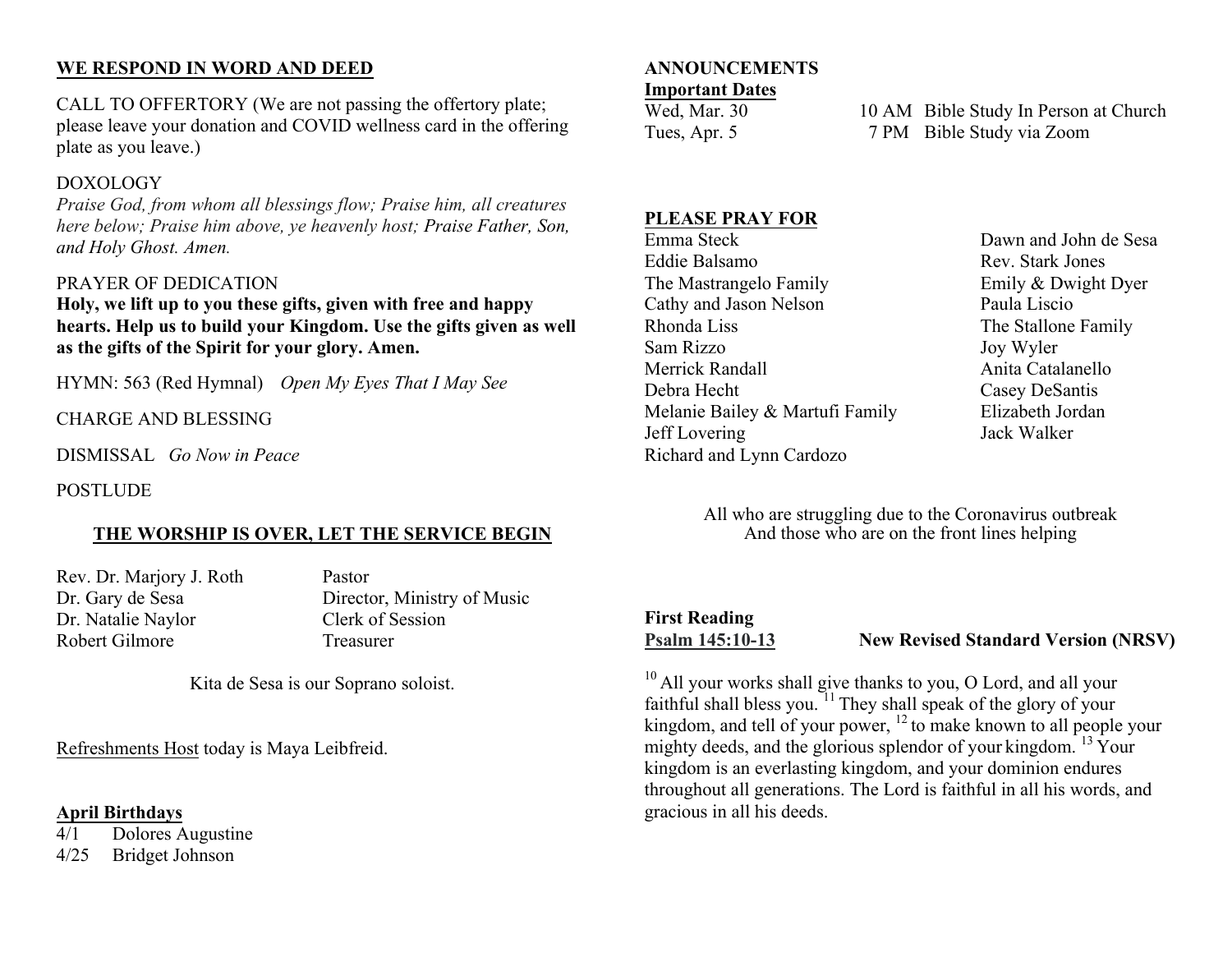## WE RESPOND IN WORD AND DEED

CALL TO OFFERTORY (We are not passing the offertory plate; please leave your donation and COVID wellness card in the offering plate as you leave.)

DOXOLOGY

*Praise God, from whom all blessings flow; Praise him, all creatures here below; Praise him above, ye heavenly host; Praise Father, Son, and Holy Ghost. Amen.*

PRAYER OF DEDICATION

**Holy, we lift up to you these gifts, given with free and happy hearts. Help us to build your Kingdom. Use the gifts given as well as the gifts of the Spirit for your glory. Amen.**

HYMN: 563 (Red Hymnal) *Open My Eyes That I May See*

CHARGE AND BLESSING

DISMISSAL *Go Now in Peace*

POSTLUDE

## THE WORSHIP IS OVER, LET THE SERVICE BEGIN

| | |
|---|---|
| Rev. Dr. Marjory J. Roth | Pastor |
| Dr. Gary de Sesa | Director, Ministry of Music |
| Dr. Natalie Naylor | Clerk of Session |
| Robert Gilmore | Treasurer |

Kita de Sesa is our Soprano soloist.

Refreshments Host today is Maya Leibfreid.

**April Birthdays**

4/1 Dolores Augustine
4/25 Bridget Johnson

## ANNOUNCEMENTS

**Important Dates**

| | | |
|---|---|---|
| Wed, Mar. 30 | 10 AM | Bible Study In Person at Church |
| Tues, Apr. 5 | 7 PM | Bible Study via Zoom |

## PLEASE PRAY FOR

Emma Steck
Eddie Balsamo
The Mastrangelo Family
Cathy and Jason Nelson
Rhonda Liss
Sam Rizzo
Merrick Randall
Debra Hecht
Melanie Bailey & Martufi Family
Jeff Lovering
Richard and Lynn Cardozo
Dawn and John de Sesa
Rev. Stark Jones
Emily & Dwight Dyer
Paula Liscio
The Stallone Family
Joy Wyler
Anita Catalanello
Casey DeSantis
Elizabeth Jordan
Jack Walker

All who are struggling due to the Coronavirus outbreak
And those who are on the front lines helping

**First Reading**

**Psalm 145:10-13** **New Revised Standard Version (NRSV)**

[10] All your works shall give thanks to you, O Lord, and all your faithful shall bless you. [11] They shall speak of the glory of your kingdom, and tell of your power, [12] to make known to all people your mighty deeds, and the glorious splendor of your kingdom. [13] Your kingdom is an everlasting kingdom, and your dominion endures throughout all generations. The Lord is faithful in all his words, and gracious in all his deeds.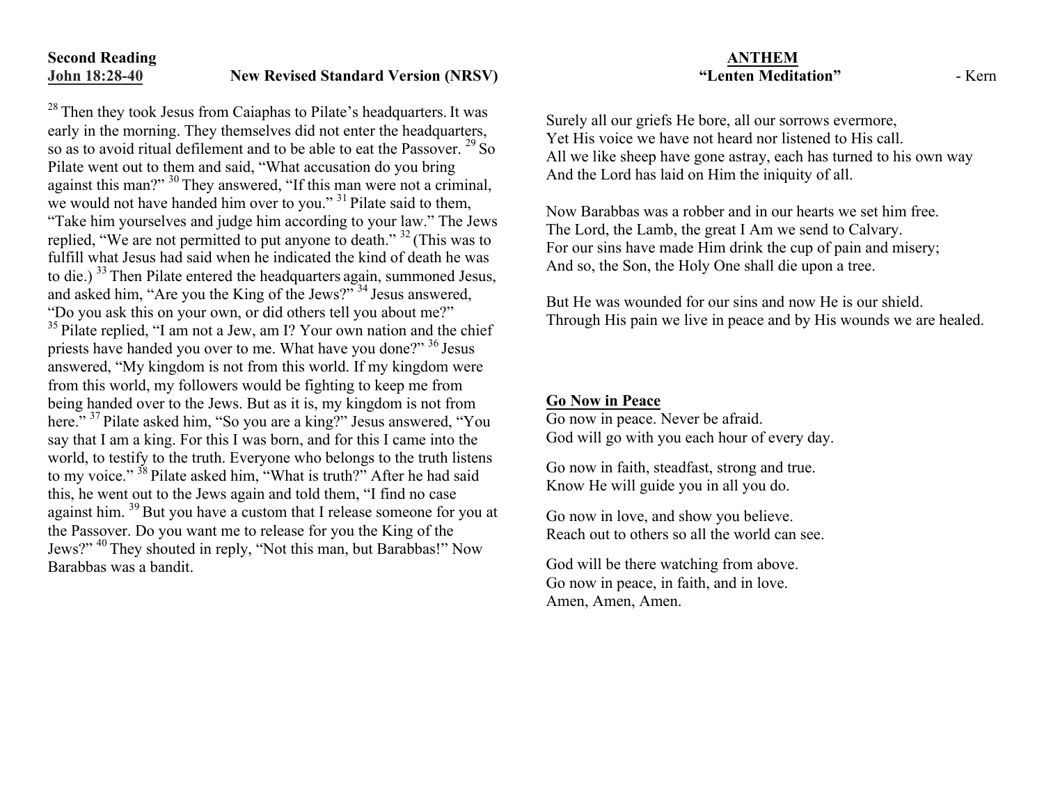**Second Reading**

**John 18:28-40** **New Revised Standard Version (NRSV)**

[28] Then they took Jesus from Caiaphas to Pilate's headquarters. It was early in the morning. They themselves did not enter the headquarters, so as to avoid ritual defilement and to be able to eat the Passover. [29] So Pilate went out to them and said, "What accusation do you bring against this man?" [30] They answered, "If this man were not a criminal, we would not have handed him over to you." [31] Pilate said to them, "Take him yourselves and judge him according to your law." The Jews replied, "We are not permitted to put anyone to death." [32] (This was to fulfill what Jesus had said when he indicated the kind of death he was to die.) [33] Then Pilate entered the headquarters again, summoned Jesus, and asked him, "Are you the King of the Jews?" [34] Jesus answered, "Do you ask this on your own, or did others tell you about me?" [35] Pilate replied, "I am not a Jew, am I? Your own nation and the chief priests have handed you over to me. What have you done?" [36] Jesus answered, "My kingdom is not from this world. If my kingdom were from this world, my followers would be fighting to keep me from being handed over to the Jews. But as it is, my kingdom is not from here." [37] Pilate asked him, "So you are a king?" Jesus answered, "You say that I am a king. For this I was born, and for this I came into the world, to testify to the truth. Everyone who belongs to the truth listens to my voice." [38] Pilate asked him, "What is truth?" After he had said this, he went out to the Jews again and told them, "I find no case against him. [39] But you have a custom that I release someone for you at the Passover. Do you want me to release for you the King of the Jews?" [40] They shouted in reply, "Not this man, but Barabbas!" Now Barabbas was a bandit.

**ANTHEM**

**"Lenten Meditation"** - Kern

Surely all our griefs He bore, all our sorrows evermore,
Yet His voice we have not heard nor listened to His call.
All we like sheep have gone astray, each has turned to his own way
And the Lord has laid on Him the iniquity of all.

Now Barabbas was a robber and in our hearts we set him free.
The Lord, the Lamb, the great I Am we send to Calvary.
For our sins have made Him drink the cup of pain and misery;
And so, the Son, the Holy One shall die upon a tree.

But He was wounded for our sins and now He is our shield.
Through His pain we live in peace and by His wounds we are healed.

**Go Now in Peace**

Go now in peace. Never be afraid.
God will go with you each hour of every day.

Go now in faith, steadfast, strong and true.
Know He will guide you in all you do.

Go now in love, and show you believe.
Reach out to others so all the world can see.

God will be there watching from above.
Go now in peace, in faith, and in love.
Amen, Amen, Amen.